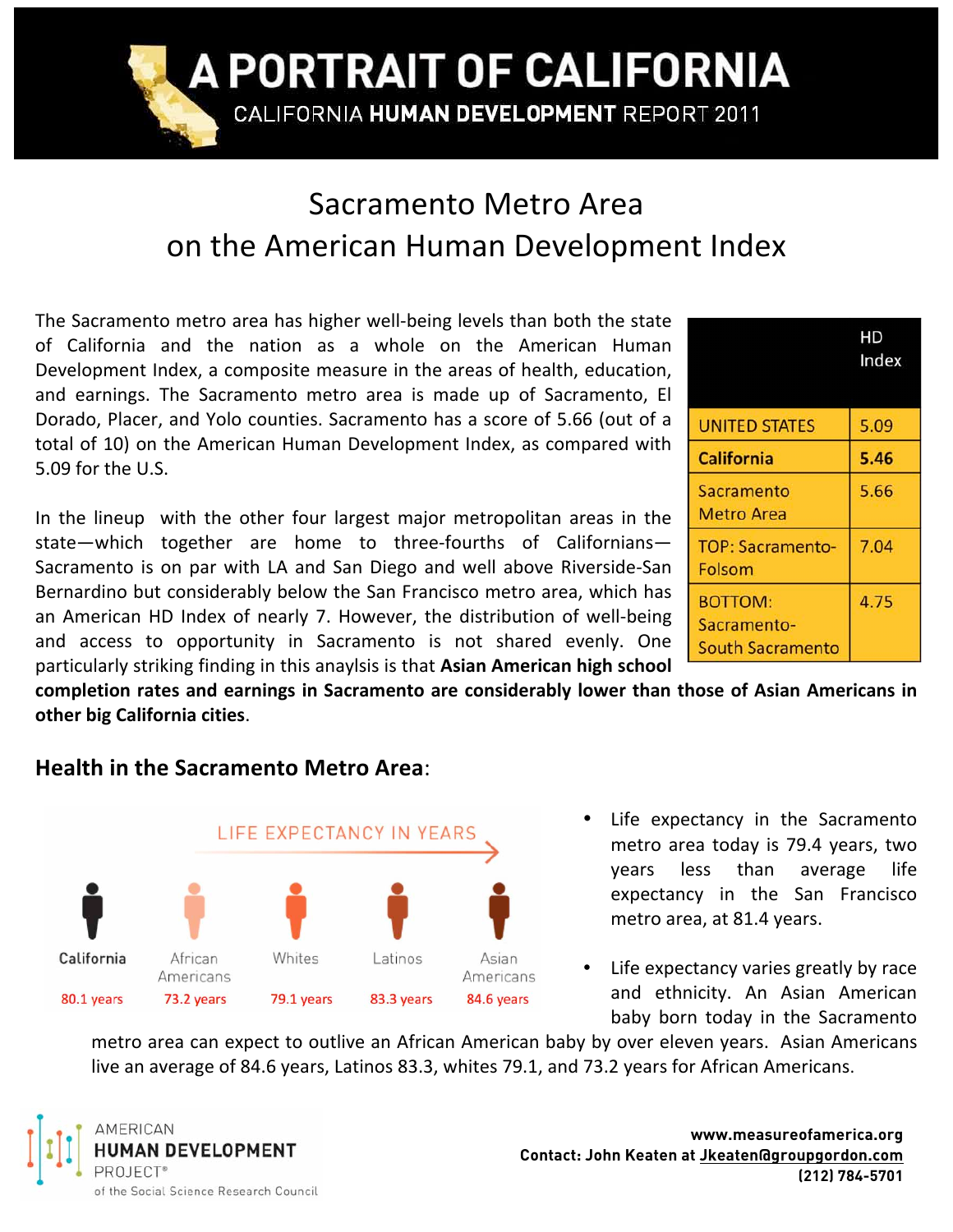# A PORTRAIT OF CALIFORNIA

CALIFORNIA **HUMAN DEVELOPMENT** REPORT 2011

## Sacramento Metro Area on the American Human Development Index

The Sacramento metro area has higher well-being levels than both the state of California and the nation as a whole on the American Human Development Index, a composite measure in the areas of health, education, and earnings. The Sacramento metro area is made up of Sacramento, El Dorado, Placer, and Yolo counties. Sacramento has a score of 5.66 (out of a total of 10) on the American Human Development Index, as compared with 5.09 for the U.S.

| | HD Index |
|---|---|
| UNITED STATES | 5.09 |
| **California** | **5.46** |
| Sacramento Metro Area | 5.66 |
| TOP: Sacramento-Folsom | 7.04 |
| BOTTOM: Sacramento-South Sacramento | 4.75 |

In the lineup with the other four largest major metropolitan areas in the state—which together are home to three-fourths of Californians—Sacramento is on par with LA and San Diego and well above Riverside-San Bernardino but considerably below the San Francisco metro area, which has an American HD Index of nearly 7. However, the distribution of well-being and access to opportunity in Sacramento is not shared evenly. One particularly striking finding in this anaylsis is that **Asian American high school completion rates and earnings in Sacramento are considerably lower than those of Asian Americans in other big California cities**.

### Health in the Sacramento Metro Area:

LIFE EXPECTANCY IN YEARS

California 80.1 years

African Americans 73.2 years

Whites 79.1 years

Latinos 83.3 years

Asian Americans 84.6 years

- Life expectancy in the Sacramento metro area today is 79.4 years, two years less than average life expectancy in the San Francisco metro area, at 81.4 years.
- Life expectancy varies greatly by race and ethnicity. An Asian American baby born today in the Sacramento metro area can expect to outlive an African American baby by over eleven years. Asian Americans live an average of 84.6 years, Latinos 83.3, whites 79.1, and 73.2 years for African Americans.

AMERICAN **HUMAN DEVELOPMENT** PROJECT® of the Social Science Research Council

**www.measureofamerica.org**
**Contact: John Keaten at Jkeaten@groupgordon.com**
**(212) 784-5701**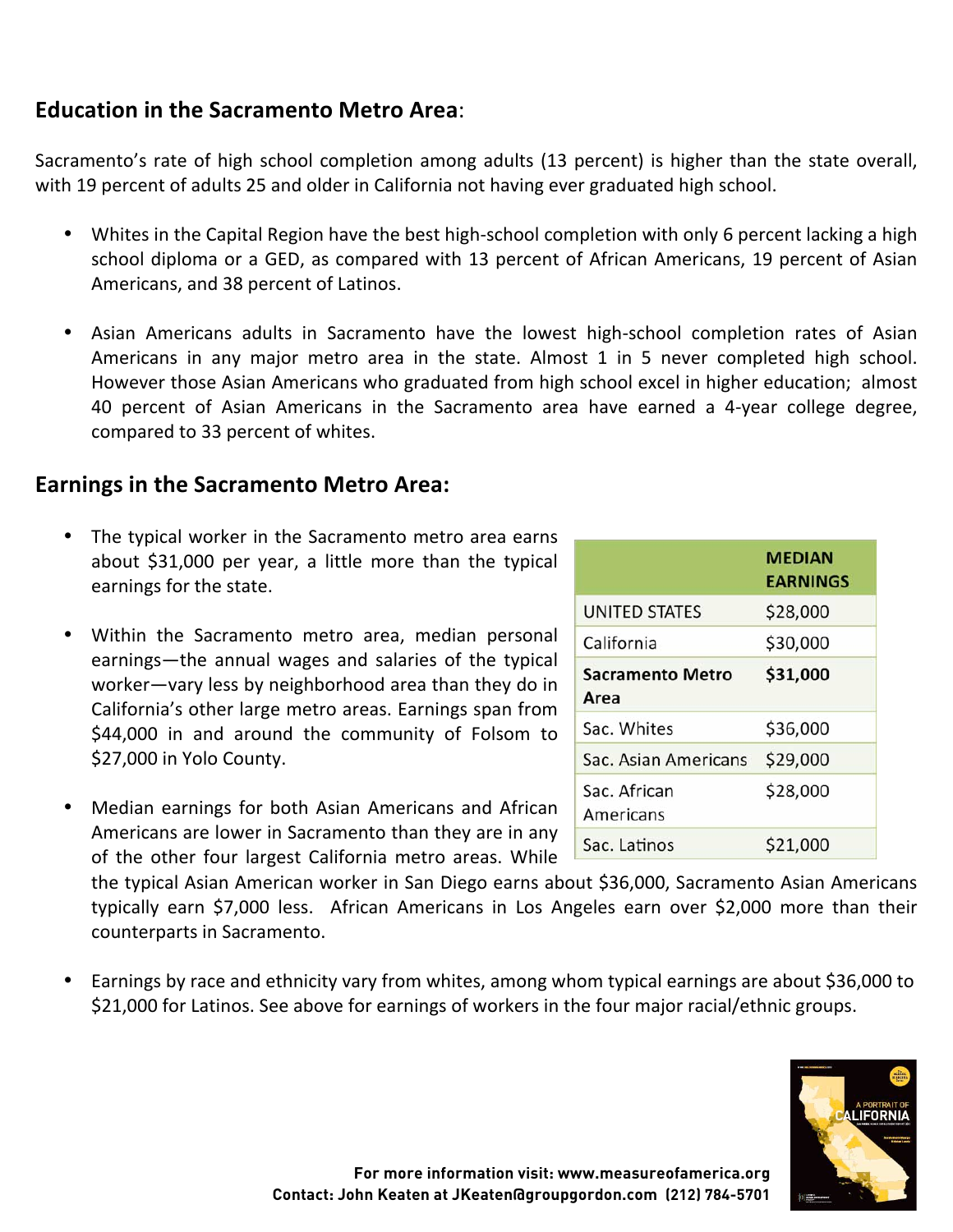## Education in the Sacramento Metro Area:

Sacramento's rate of high school completion among adults (13 percent) is higher than the state overall, with 19 percent of adults 25 and older in California not having ever graduated high school.

- Whites in the Capital Region have the best high-school completion with only 6 percent lacking a high school diploma or a GED, as compared with 13 percent of African Americans, 19 percent of Asian Americans, and 38 percent of Latinos.

- Asian Americans adults in Sacramento have the lowest high-school completion rates of Asian Americans in any major metro area in the state. Almost 1 in 5 never completed high school. However those Asian Americans who graduated from high school excel in higher education; almost 40 percent of Asian Americans in the Sacramento area have earned a 4-year college degree, compared to 33 percent of whites.

## Earnings in the Sacramento Metro Area:

- The typical worker in the Sacramento metro area earns about $31,000 per year, a little more than the typical earnings for the state.

- Within the Sacramento metro area, median personal earnings—the annual wages and salaries of the typical worker—vary less by neighborhood area than they do in California's other large metro areas. Earnings span from $44,000 in and around the community of Folsom to $27,000 in Yolo County.

- Median earnings for both Asian Americans and African Americans are lower in Sacramento than they are in any of the other four largest California metro areas. While the typical Asian American worker in San Diego earns about $36,000, Sacramento Asian Americans typically earn $7,000 less. African Americans in Los Angeles earn over $2,000 more than their counterparts in Sacramento.

- Earnings by race and ethnicity vary from whites, among whom typical earnings are about $36,000 to $21,000 for Latinos. See above for earnings of workers in the four major racial/ethnic groups.

| | MEDIAN EARNINGS |
|---|---|
| UNITED STATES | $28,000 |
| California | $30,000 |
| **Sacramento Metro Area** | **$31,000** |
| Sac. Whites | $36,000 |
| Sac. Asian Americans | $29,000 |
| Sac. African Americans | $28,000 |
| Sac. Latinos | $21,000 |

**For more information visit: www.measureofamerica.org**
**Contact: John Keaten at JKeaten@groupgordon.com (212) 784-5701**